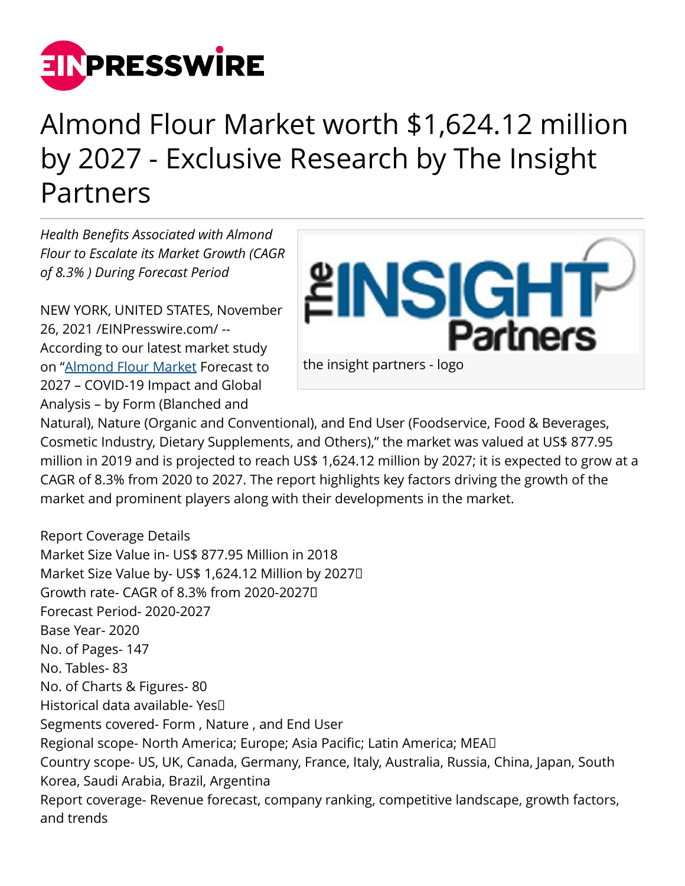# Almond Flour Market worth $1,624.12 million by 2027 - Exclusive Research by The Insight Partners

*Health Benefits Associated with Almond Flour to Escalate its Market Growth (CAGR of 8.3% ) During Forecast Period*

the insight partners - logo

NEW YORK, UNITED STATES, November 26, 2021 /EINPresswire.com/ -- According to our latest market study on "Almond Flour Market Forecast to 2027 – COVID-19 Impact and Global Analysis – by Form (Blanched and Natural), Nature (Organic and Conventional), and End User (Foodservice, Food & Beverages, Cosmetic Industry, Dietary Supplements, and Others)," the market was valued at US$ 877.95 million in 2019 and is projected to reach US$ 1,624.12 million by 2027; it is expected to grow at a CAGR of 8.3% from 2020 to 2027. The report highlights key factors driving the growth of the market and prominent players along with their developments in the market.

Report Coverage Details
Market Size Value in- US$ 877.95 Million in 2018
Market Size Value by- US$ 1,624.12 Million by 2027
Growth rate- CAGR of 8.3% from 2020-2027
Forecast Period- 2020-2027
Base Year- 2020
No. of Pages- 147
No. Tables- 83
No. of Charts & Figures- 80
Historical data available- Yes
Segments covered- Form , Nature , and End User
Regional scope- North America; Europe; Asia Pacific; Latin America; MEA
Country scope- US, UK, Canada, Germany, France, Italy, Australia, Russia, China, Japan, South Korea, Saudi Arabia, Brazil, Argentina
Report coverage- Revenue forecast, company ranking, competitive landscape, growth factors, and trends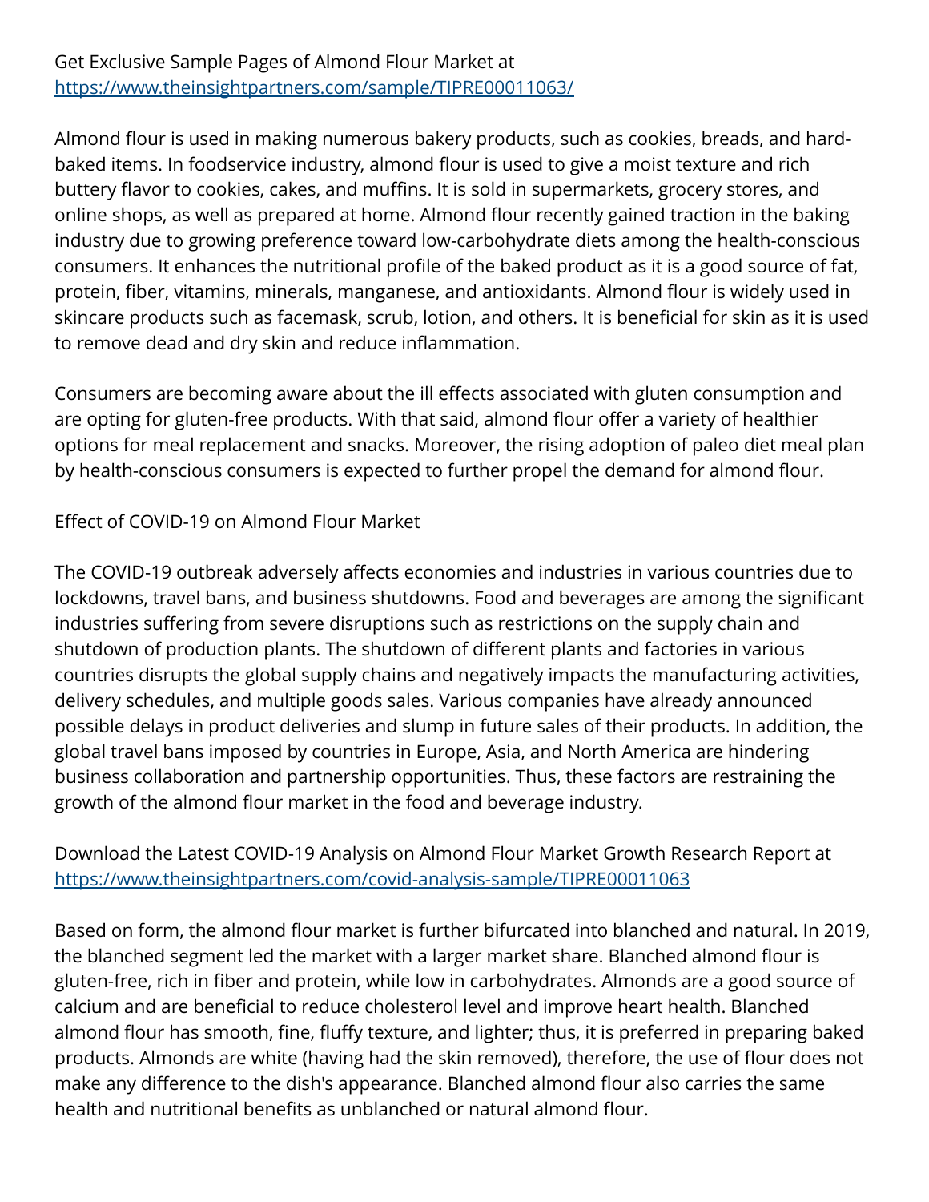Get Exclusive Sample Pages of Almond Flour Market at
https://www.theinsightpartners.com/sample/TIPRE00011063/

Almond flour is used in making numerous bakery products, such as cookies, breads, and hard-baked items. In foodservice industry, almond flour is used to give a moist texture and rich buttery flavor to cookies, cakes, and muffins. It is sold in supermarkets, grocery stores, and online shops, as well as prepared at home. Almond flour recently gained traction in the baking industry due to growing preference toward low-carbohydrate diets among the health-conscious consumers. It enhances the nutritional profile of the baked product as it is a good source of fat, protein, fiber, vitamins, minerals, manganese, and antioxidants. Almond flour is widely used in skincare products such as facemask, scrub, lotion, and others. It is beneficial for skin as it is used to remove dead and dry skin and reduce inflammation.

Consumers are becoming aware about the ill effects associated with gluten consumption and are opting for gluten-free products. With that said, almond flour offer a variety of healthier options for meal replacement and snacks. Moreover, the rising adoption of paleo diet meal plan by health-conscious consumers is expected to further propel the demand for almond flour.

Effect of COVID-19 on Almond Flour Market

The COVID-19 outbreak adversely affects economies and industries in various countries due to lockdowns, travel bans, and business shutdowns. Food and beverages are among the significant industries suffering from severe disruptions such as restrictions on the supply chain and shutdown of production plants. The shutdown of different plants and factories in various countries disrupts the global supply chains and negatively impacts the manufacturing activities, delivery schedules, and multiple goods sales. Various companies have already announced possible delays in product deliveries and slump in future sales of their products. In addition, the global travel bans imposed by countries in Europe, Asia, and North America are hindering business collaboration and partnership opportunities. Thus, these factors are restraining the growth of the almond flour market in the food and beverage industry.

Download the Latest COVID-19 Analysis on Almond Flour Market Growth Research Report at
https://www.theinsightpartners.com/covid-analysis-sample/TIPRE00011063

Based on form, the almond flour market is further bifurcated into blanched and natural. In 2019, the blanched segment led the market with a larger market share. Blanched almond flour is gluten-free, rich in fiber and protein, while low in carbohydrates. Almonds are a good source of calcium and are beneficial to reduce cholesterol level and improve heart health. Blanched almond flour has smooth, fine, fluffy texture, and lighter; thus, it is preferred in preparing baked products. Almonds are white (having had the skin removed), therefore, the use of flour does not make any difference to the dish's appearance. Blanched almond flour also carries the same health and nutritional benefits as unblanched or natural almond flour.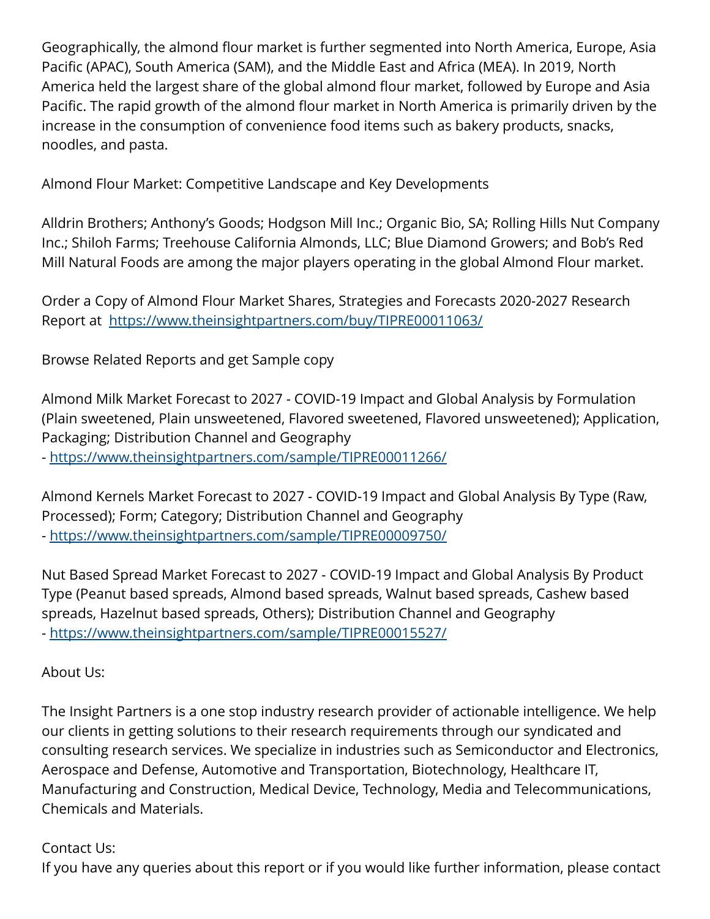Geographically, the almond flour market is further segmented into North America, Europe, Asia Pacific (APAC), South America (SAM), and the Middle East and Africa (MEA). In 2019, North America held the largest share of the global almond flour market, followed by Europe and Asia Pacific. The rapid growth of the almond flour market in North America is primarily driven by the increase in the consumption of convenience food items such as bakery products, snacks, noodles, and pasta.

Almond Flour Market: Competitive Landscape and Key Developments

Alldrin Brothers; Anthony's Goods; Hodgson Mill Inc.; Organic Bio, SA; Rolling Hills Nut Company Inc.; Shiloh Farms; Treehouse California Almonds, LLC; Blue Diamond Growers; and Bob's Red Mill Natural Foods are among the major players operating in the global Almond Flour market.

Order a Copy of Almond Flour Market Shares, Strategies and Forecasts 2020-2027 Research Report at [https://www.theinsightpartners.com/buy/TIPRE00011063/](https://www.theinsightpartners.com/buy/TIPRE00011063/)

Browse Related Reports and get Sample copy

Almond Milk Market Forecast to 2027 - COVID-19 Impact and Global Analysis by Formulation (Plain sweetened, Plain unsweetened, Flavored sweetened, Flavored unsweetened); Application, Packaging; Distribution Channel and Geography
- [https://www.theinsightpartners.com/sample/TIPRE00011266/](https://www.theinsightpartners.com/sample/TIPRE00011266/)

Almond Kernels Market Forecast to 2027 - COVID-19 Impact and Global Analysis By Type (Raw, Processed); Form; Category; Distribution Channel and Geography
- [https://www.theinsightpartners.com/sample/TIPRE00009750/](https://www.theinsightpartners.com/sample/TIPRE00009750/)

Nut Based Spread Market Forecast to 2027 - COVID-19 Impact and Global Analysis By Product Type (Peanut based spreads, Almond based spreads, Walnut based spreads, Cashew based spreads, Hazelnut based spreads, Others); Distribution Channel and Geography
- [https://www.theinsightpartners.com/sample/TIPRE00015527/](https://www.theinsightpartners.com/sample/TIPRE00015527/)

About Us:

The Insight Partners is a one stop industry research provider of actionable intelligence. We help our clients in getting solutions to their research requirements through our syndicated and consulting research services. We specialize in industries such as Semiconductor and Electronics, Aerospace and Defense, Automotive and Transportation, Biotechnology, Healthcare IT, Manufacturing and Construction, Medical Device, Technology, Media and Telecommunications, Chemicals and Materials.

Contact Us:
If you have any queries about this report or if you would like further information, please contact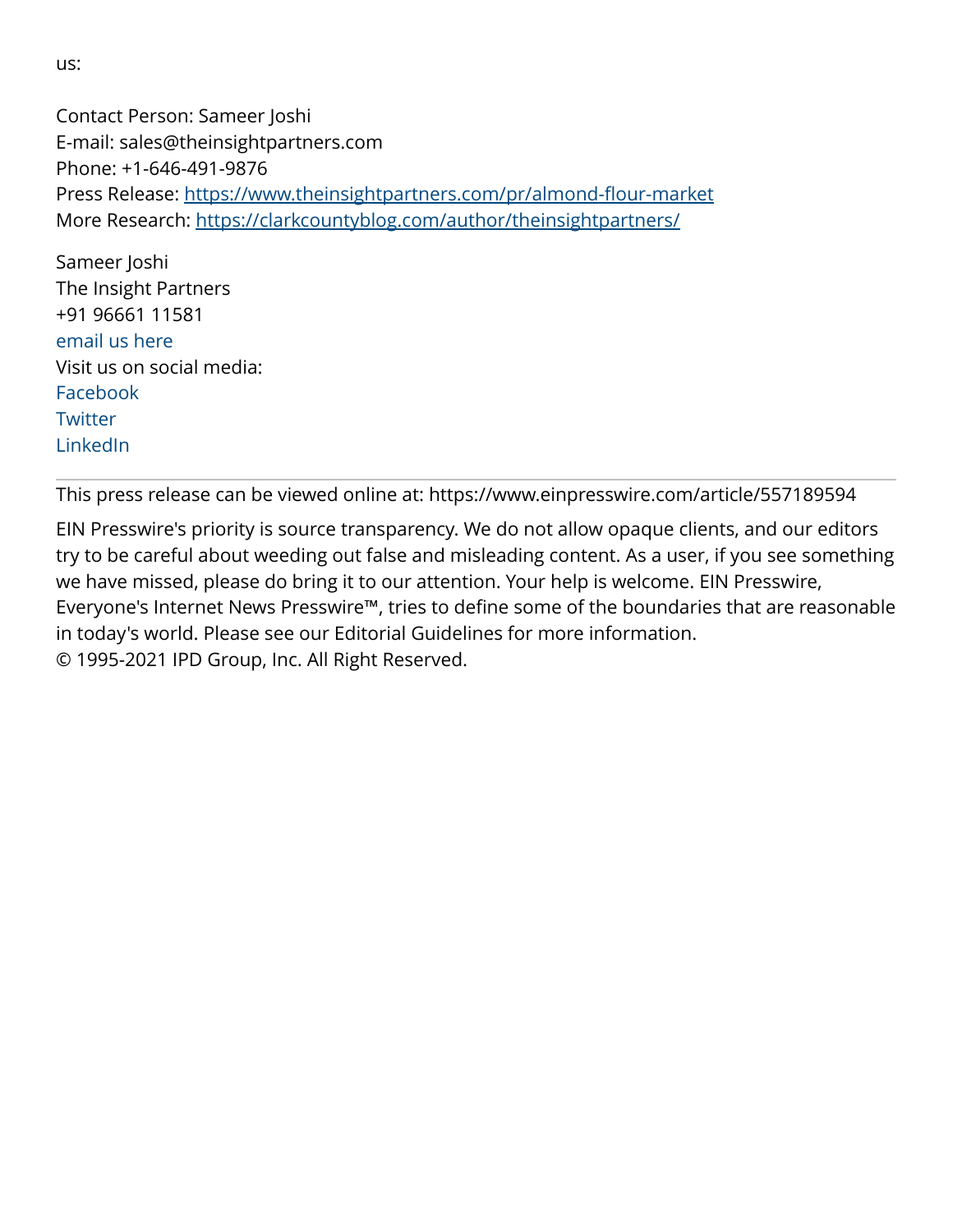us:

Contact Person: Sameer Joshi
E-mail: sales@theinsightpartners.com
Phone: +1-646-491-9876
Press Release: [https://www.theinsightpartners.com/pr/almond-flour-market](https://www.theinsightpartners.com/pr/almond-flour-market)
More Research: [https://clarkcountyblog.com/author/theinsightpartners/](https://clarkcountyblog.com/author/theinsightpartners/)

Sameer Joshi
The Insight Partners
+91 96661 11581
email us here
Visit us on social media:
Facebook
Twitter
LinkedIn

---

This press release can be viewed online at: https://www.einpresswire.com/article/557189594

EIN Presswire's priority is source transparency. We do not allow opaque clients, and our editors try to be careful about weeding out false and misleading content. As a user, if you see something we have missed, please do bring it to our attention. Your help is welcome. EIN Presswire, Everyone's Internet News Presswire™, tries to define some of the boundaries that are reasonable in today's world. Please see our Editorial Guidelines for more information.
© 1995-2021 IPD Group, Inc. All Right Reserved.